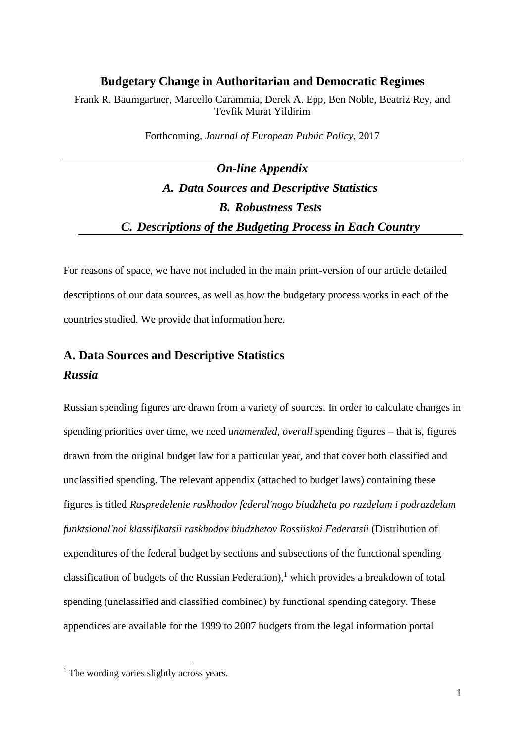# Budgetary Change in Authoritarian and Democratic Regimes

Frank R. Baumgartner, Marcello Carammia, Derek A. Epp, Ben Noble, Beatriz Rey, and Tevfik Murat Yildirim

Forthcoming, *Journal of European Public Policy*, 2017

---

***On-line Appendix***

***A. Data Sources and Descriptive Statistics***

***B. Robustness Tests***

***C. Descriptions of the Budgeting Process in Each Country***

---

For reasons of space, we have not included in the main print-version of our article detailed descriptions of our data sources, as well as how the budgetary process works in each of the countries studied. We provide that information here.

## A. Data Sources and Descriptive Statistics

### *Russia*

Russian spending figures are drawn from a variety of sources. In order to calculate changes in spending priorities over time, we need *unamended*, *overall* spending figures – that is, figures drawn from the original budget law for a particular year, and that cover both classified and unclassified spending. The relevant appendix (attached to budget laws) containing these figures is titled *Raspredelenie raskhodov federal'nogo biudzheta po razdelam i podrazdelam funktsional'noi klassifikatsii raskhodov biudzhetov Rossiiskoi Federatsii* (Distribution of expenditures of the federal budget by sections and subsections of the functional spending classification of budgets of the Russian Federation),[1] which provides a breakdown of total spending (unclassified and classified combined) by functional spending category. These appendices are available for the 1999 to 2007 budgets from the legal information portal

[1] The wording varies slightly across years.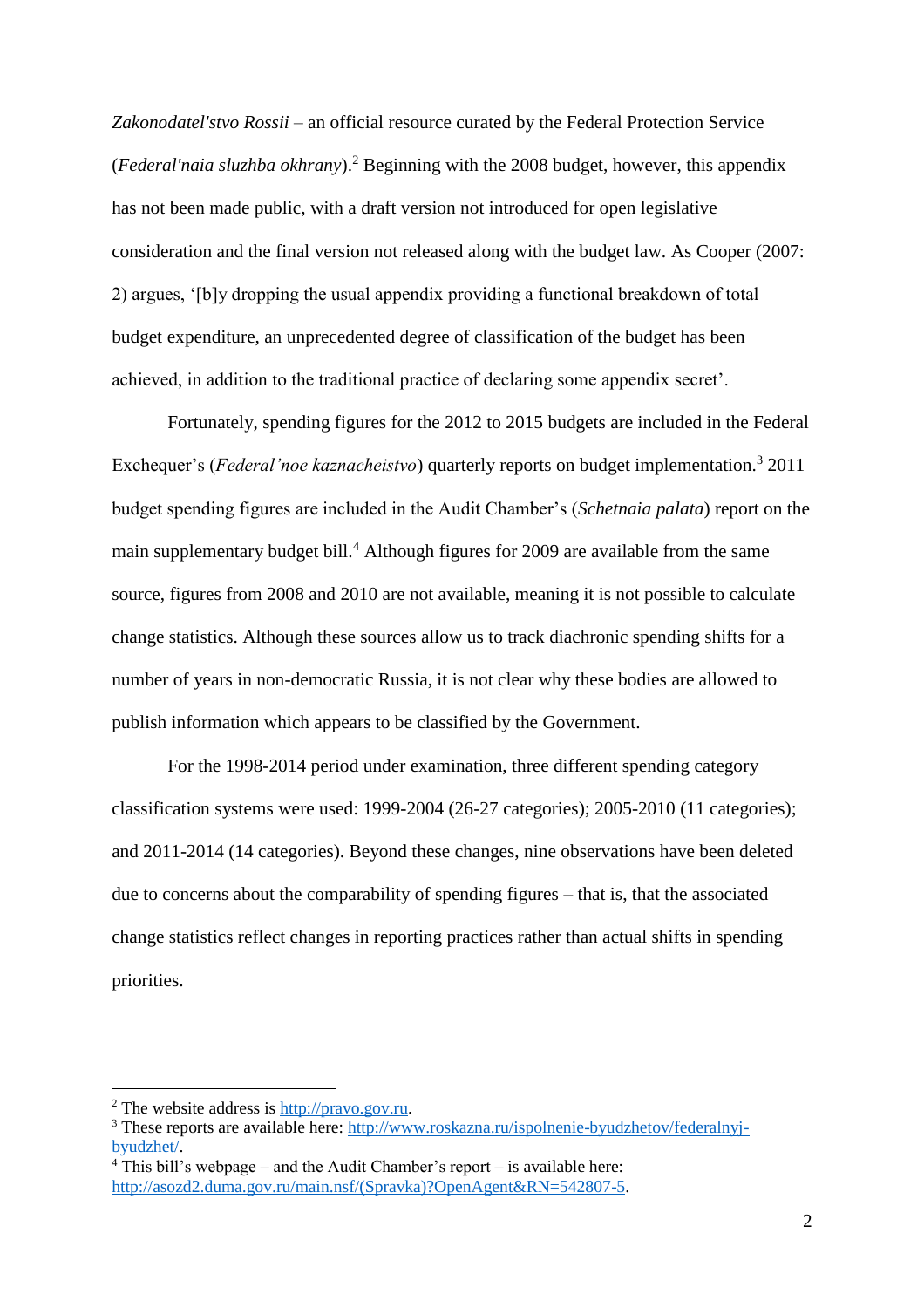*Zakonodatel'stvo Rossii* – an official resource curated by the Federal Protection Service (*Federal'naia sluzhba okhrany*).[2] Beginning with the 2008 budget, however, this appendix has not been made public, with a draft version not introduced for open legislative consideration and the final version not released along with the budget law. As Cooper (2007: 2) argues, '[b]y dropping the usual appendix providing a functional breakdown of total budget expenditure, an unprecedented degree of classification of the budget has been achieved, in addition to the traditional practice of declaring some appendix secret'.

Fortunately, spending figures for the 2012 to 2015 budgets are included in the Federal Exchequer's (*Federal'noe kaznacheistvo*) quarterly reports on budget implementation.[3] 2011 budget spending figures are included in the Audit Chamber's (*Schetnaia palata*) report on the main supplementary budget bill.[4] Although figures for 2009 are available from the same source, figures from 2008 and 2010 are not available, meaning it is not possible to calculate change statistics. Although these sources allow us to track diachronic spending shifts for a number of years in non-democratic Russia, it is not clear why these bodies are allowed to publish information which appears to be classified by the Government.

For the 1998-2014 period under examination, three different spending category classification systems were used: 1999-2004 (26-27 categories); 2005-2010 (11 categories); and 2011-2014 (14 categories). Beyond these changes, nine observations have been deleted due to concerns about the comparability of spending figures – that is, that the associated change statistics reflect changes in reporting practices rather than actual shifts in spending priorities.

---

[2] The website address is http://pravo.gov.ru.

[3] These reports are available here: http://www.roskazna.ru/ispolnenie-byudzhetov/federalnyj-byudzhet/.

[4] This bill's webpage – and the Audit Chamber's report – is available here: http://asozd2.duma.gov.ru/main.nsf/(Spravka)?OpenAgent&RN=542807-5.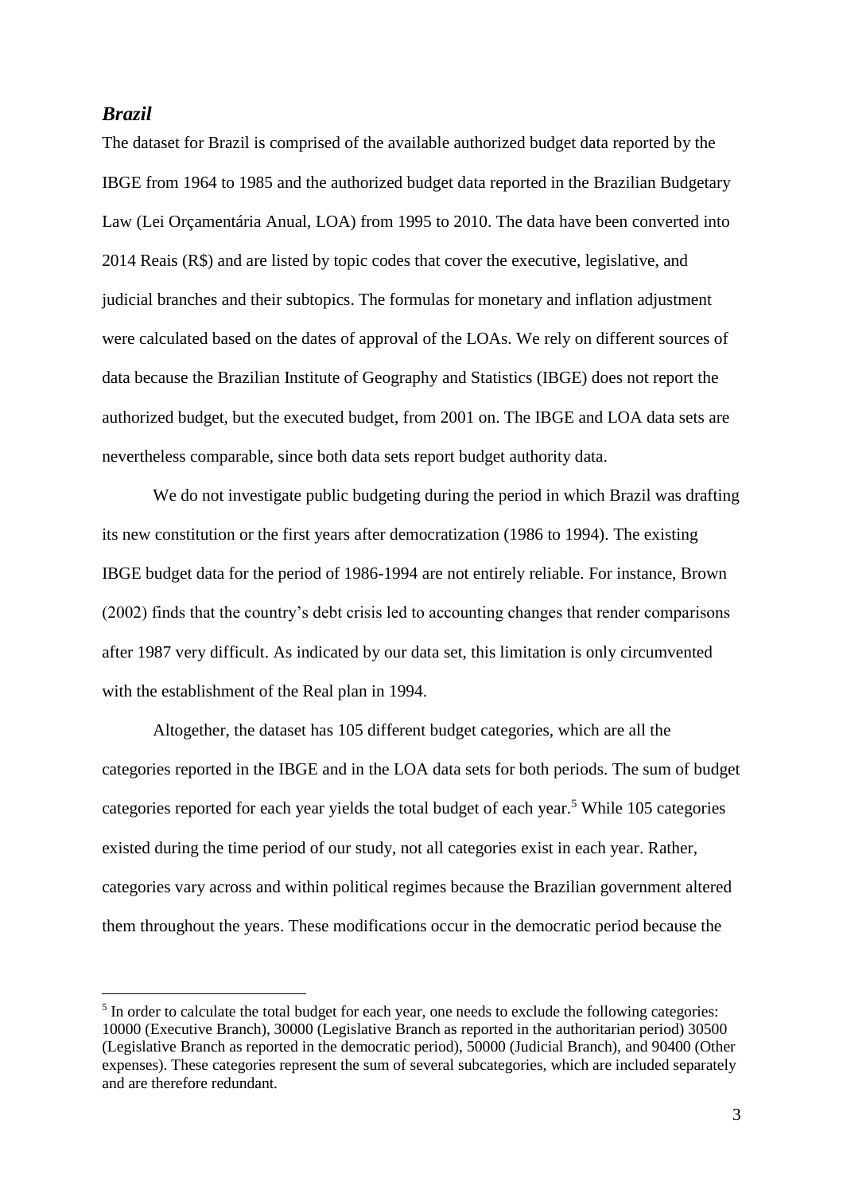### *Brazil*

The dataset for Brazil is comprised of the available authorized budget data reported by the IBGE from 1964 to 1985 and the authorized budget data reported in the Brazilian Budgetary Law (Lei Orçamentária Anual, LOA) from 1995 to 2010. The data have been converted into 2014 Reais (R$) and are listed by topic codes that cover the executive, legislative, and judicial branches and their subtopics. The formulas for monetary and inflation adjustment were calculated based on the dates of approval of the LOAs. We rely on different sources of data because the Brazilian Institute of Geography and Statistics (IBGE) does not report the authorized budget, but the executed budget, from 2001 on. The IBGE and LOA data sets are nevertheless comparable, since both data sets report budget authority data.

We do not investigate public budgeting during the period in which Brazil was drafting its new constitution or the first years after democratization (1986 to 1994). The existing IBGE budget data for the period of 1986-1994 are not entirely reliable. For instance, Brown (2002) finds that the country's debt crisis led to accounting changes that render comparisons after 1987 very difficult. As indicated by our data set, this limitation is only circumvented with the establishment of the Real plan in 1994.

Altogether, the dataset has 105 different budget categories, which are all the categories reported in the IBGE and in the LOA data sets for both periods. The sum of budget categories reported for each year yields the total budget of each year.[5] While 105 categories existed during the time period of our study, not all categories exist in each year. Rather, categories vary across and within political regimes because the Brazilian government altered them throughout the years. These modifications occur in the democratic period because the

[5] In order to calculate the total budget for each year, one needs to exclude the following categories: 10000 (Executive Branch), 30000 (Legislative Branch as reported in the authoritarian period) 30500 (Legislative Branch as reported in the democratic period), 50000 (Judicial Branch), and 90400 (Other expenses). These categories represent the sum of several subcategories, which are included separately and are therefore redundant.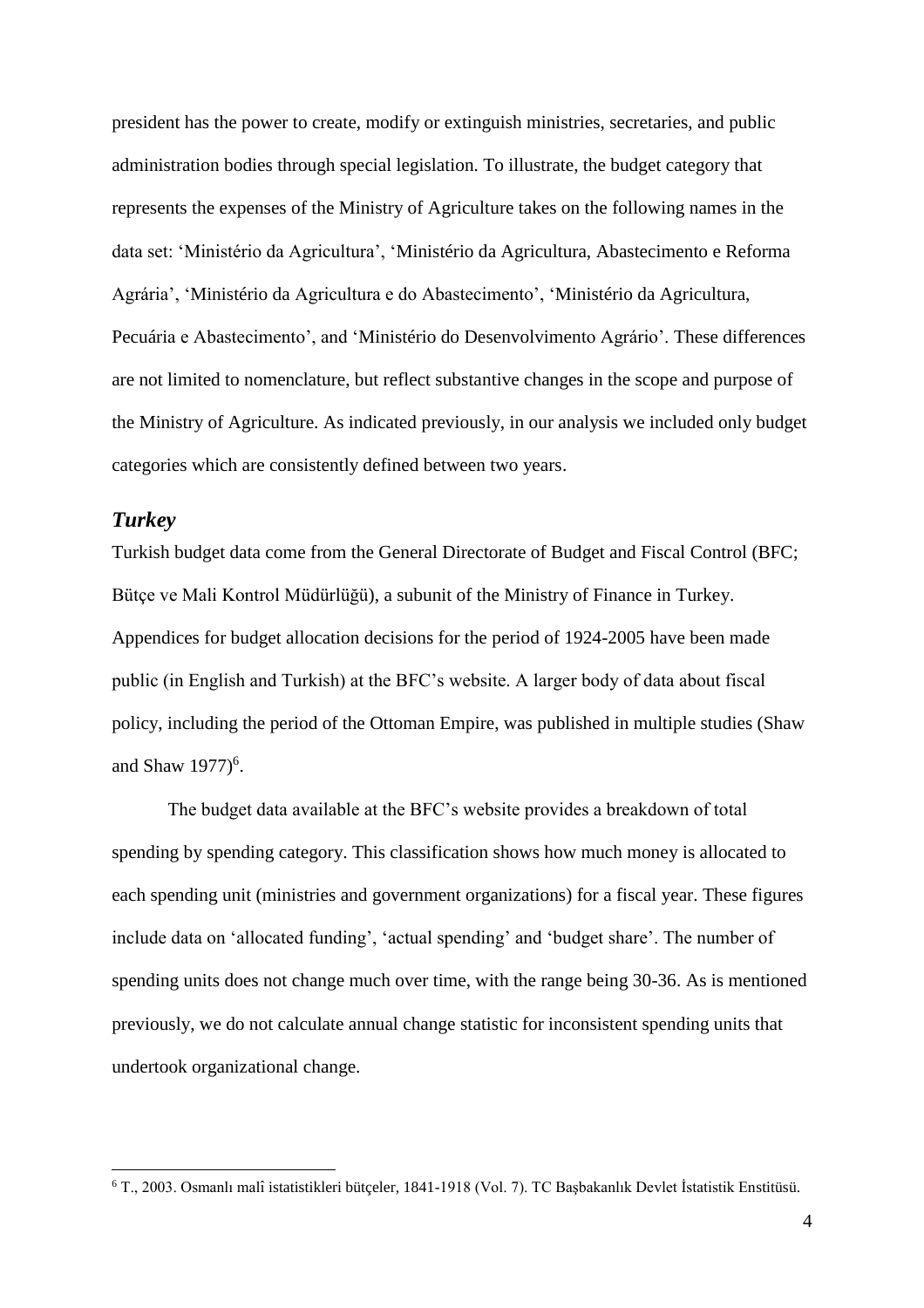president has the power to create, modify or extinguish ministries, secretaries, and public administration bodies through special legislation. To illustrate, the budget category that represents the expenses of the Ministry of Agriculture takes on the following names in the data set: 'Ministério da Agricultura', 'Ministério da Agricultura, Abastecimento e Reforma Agrária', 'Ministério da Agricultura e do Abastecimento', 'Ministério da Agricultura, Pecuária e Abastecimento', and 'Ministério do Desenvolvimento Agrário'. These differences are not limited to nomenclature, but reflect substantive changes in the scope and purpose of the Ministry of Agriculture. As indicated previously, in our analysis we included only budget categories which are consistently defined between two years.

### *Turkey*

Turkish budget data come from the General Directorate of Budget and Fiscal Control (BFC; Bütçe ve Mali Kontrol Müdürlüğü), a subunit of the Ministry of Finance in Turkey. Appendices for budget allocation decisions for the period of 1924-2005 have been made public (in English and Turkish) at the BFC's website. A larger body of data about fiscal policy, including the period of the Ottoman Empire, was published in multiple studies (Shaw and Shaw 1977)[6].

The budget data available at the BFC's website provides a breakdown of total spending by spending category. This classification shows how much money is allocated to each spending unit (ministries and government organizations) for a fiscal year. These figures include data on 'allocated funding', 'actual spending' and 'budget share'. The number of spending units does not change much over time, with the range being 30-36. As is mentioned previously, we do not calculate annual change statistic for inconsistent spending units that undertook organizational change.

---

[6] T., 2003. Osmanlı malî istatistikleri bütçeler, 1841-1918 (Vol. 7). TC Başbakanlık Devlet İstatistik Enstitüsü.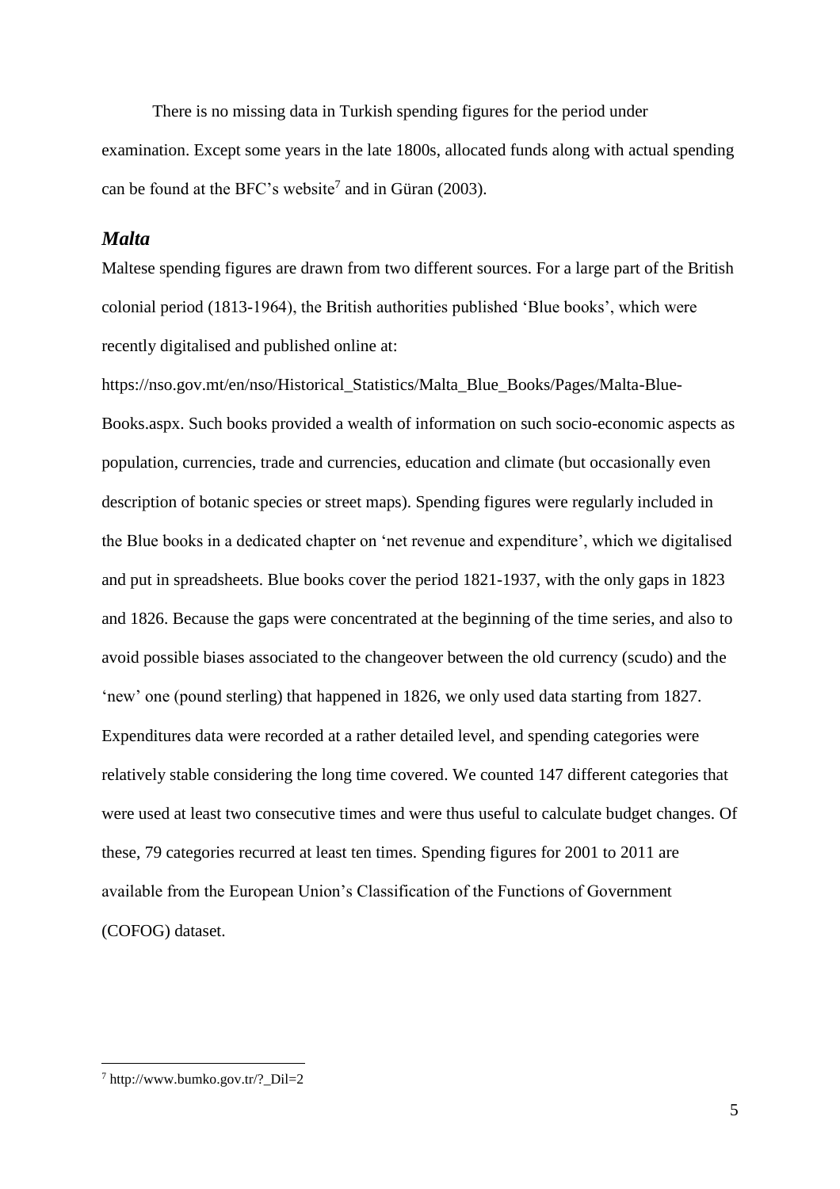There is no missing data in Turkish spending figures for the period under examination. Except some years in the late 1800s, allocated funds along with actual spending can be found at the BFC's website[7] and in Güran (2003).

### *Malta*

Maltese spending figures are drawn from two different sources. For a large part of the British colonial period (1813-1964), the British authorities published 'Blue books', which were recently digitalised and published online at: https://nso.gov.mt/en/nso/Historical_Statistics/Malta_Blue_Books/Pages/Malta-Blue-Books.aspx. Such books provided a wealth of information on such socio-economic aspects as population, currencies, trade and currencies, education and climate (but occasionally even description of botanic species or street maps). Spending figures were regularly included in the Blue books in a dedicated chapter on 'net revenue and expenditure', which we digitalised and put in spreadsheets. Blue books cover the period 1821-1937, with the only gaps in 1823 and 1826. Because the gaps were concentrated at the beginning of the time series, and also to avoid possible biases associated to the changeover between the old currency (scudo) and the 'new' one (pound sterling) that happened in 1826, we only used data starting from 1827. Expenditures data were recorded at a rather detailed level, and spending categories were relatively stable considering the long time covered. We counted 147 different categories that were used at least two consecutive times and were thus useful to calculate budget changes. Of these, 79 categories recurred at least ten times. Spending figures for 2001 to 2011 are available from the European Union's Classification of the Functions of Government (COFOG) dataset.

---

[7] http://www.bumko.gov.tr/?_Dil=2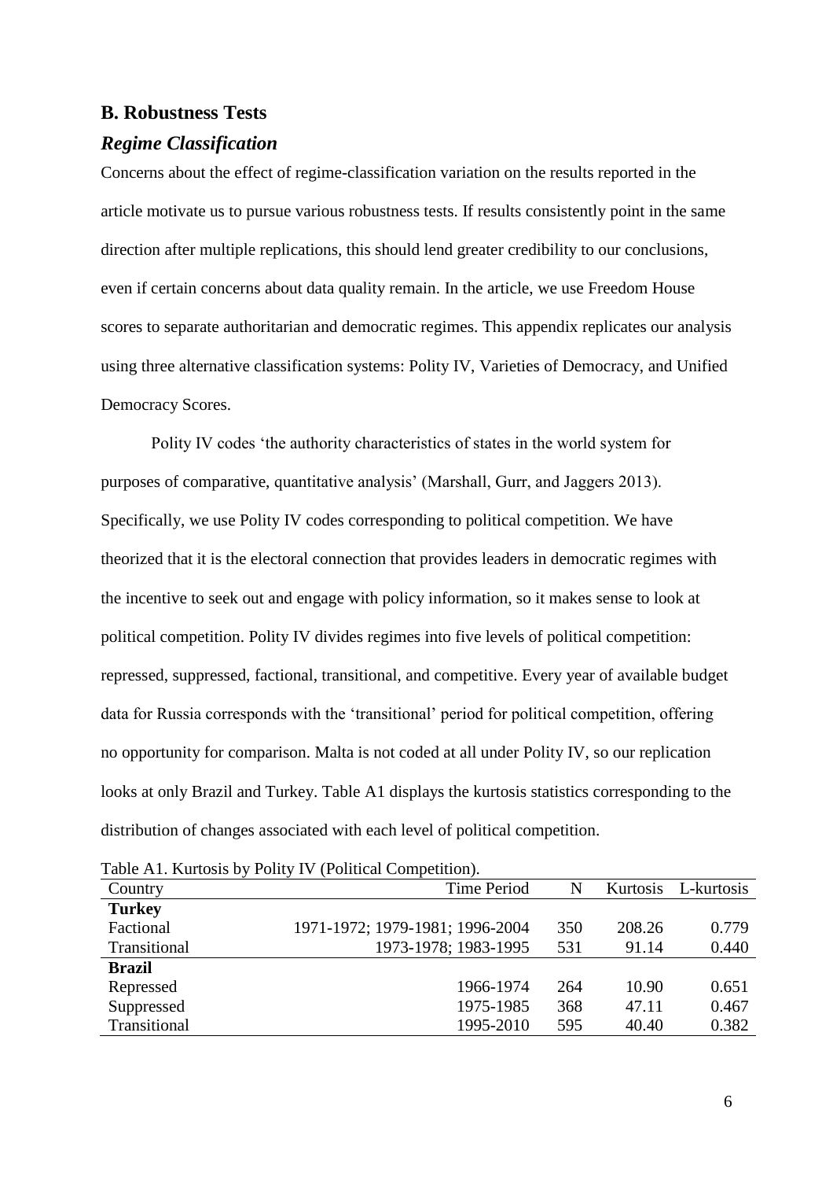## B. Robustness Tests

### *Regime Classification*

Concerns about the effect of regime-classification variation on the results reported in the article motivate us to pursue various robustness tests. If results consistently point in the same direction after multiple replications, this should lend greater credibility to our conclusions, even if certain concerns about data quality remain. In the article, we use Freedom House scores to separate authoritarian and democratic regimes. This appendix replicates our analysis using three alternative classification systems: Polity IV, Varieties of Democracy, and Unified Democracy Scores.

Polity IV codes 'the authority characteristics of states in the world system for purposes of comparative, quantitative analysis' (Marshall, Gurr, and Jaggers 2013). Specifically, we use Polity IV codes corresponding to political competition. We have theorized that it is the electoral connection that provides leaders in democratic regimes with the incentive to seek out and engage with policy information, so it makes sense to look at political competition. Polity IV divides regimes into five levels of political competition: repressed, suppressed, factional, transitional, and competitive. Every year of available budget data for Russia corresponds with the 'transitional' period for political competition, offering no opportunity for comparison. Malta is not coded at all under Polity IV, so our replication looks at only Brazil and Turkey. Table A1 displays the kurtosis statistics corresponding to the distribution of changes associated with each level of political competition.

Table A1. Kurtosis by Polity IV (Political Competition).

| Country | Time Period | N | Kurtosis | L-kurtosis |
|---|---|---|---|---|
| **Turkey** | | | | |
| Factional | 1971-1972; 1979-1981; 1996-2004 | 350 | 208.26 | 0.779 |
| Transitional | 1973-1978; 1983-1995 | 531 | 91.14 | 0.440 |
| **Brazil** | | | | |
| Repressed | 1966-1974 | 264 | 10.90 | 0.651 |
| Suppressed | 1975-1985 | 368 | 47.11 | 0.467 |
| Transitional | 1995-2010 | 595 | 40.40 | 0.382 |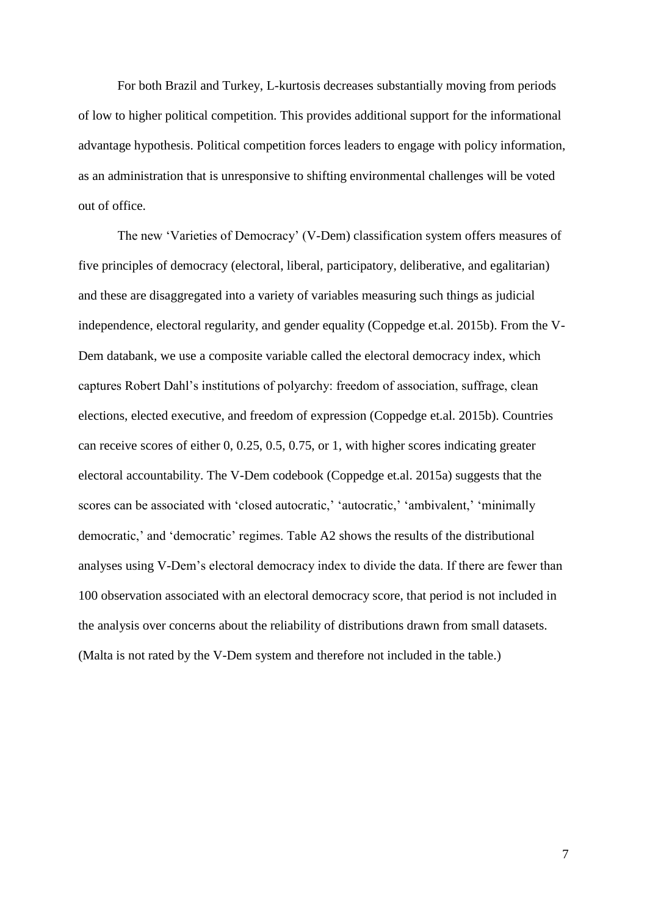For both Brazil and Turkey, L-kurtosis decreases substantially moving from periods of low to higher political competition. This provides additional support for the informational advantage hypothesis. Political competition forces leaders to engage with policy information, as an administration that is unresponsive to shifting environmental challenges will be voted out of office.

The new 'Varieties of Democracy' (V-Dem) classification system offers measures of five principles of democracy (electoral, liberal, participatory, deliberative, and egalitarian) and these are disaggregated into a variety of variables measuring such things as judicial independence, electoral regularity, and gender equality (Coppedge et.al. 2015b). From the V-Dem databank, we use a composite variable called the electoral democracy index, which captures Robert Dahl's institutions of polyarchy: freedom of association, suffrage, clean elections, elected executive, and freedom of expression (Coppedge et.al. 2015b). Countries can receive scores of either 0, 0.25, 0.5, 0.75, or 1, with higher scores indicating greater electoral accountability. The V-Dem codebook (Coppedge et.al. 2015a) suggests that the scores can be associated with 'closed autocratic,' 'autocratic,' 'ambivalent,' 'minimally democratic,' and 'democratic' regimes. Table A2 shows the results of the distributional analyses using V-Dem's electoral democracy index to divide the data. If there are fewer than 100 observation associated with an electoral democracy score, that period is not included in the analysis over concerns about the reliability of distributions drawn from small datasets. (Malta is not rated by the V-Dem system and therefore not included in the table.)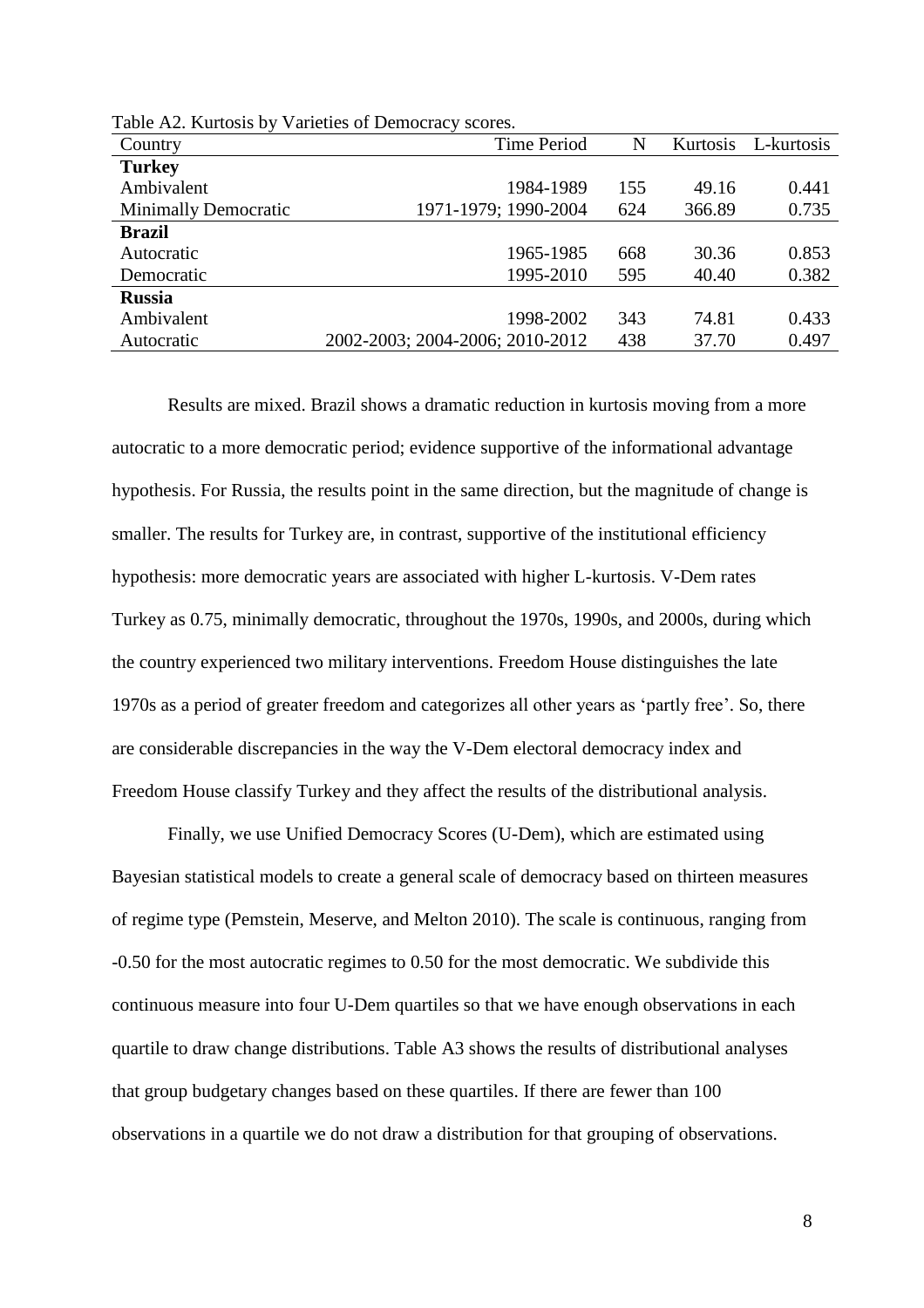Table A2. Kurtosis by Varieties of Democracy scores.

| Country | Time Period | N | Kurtosis | L-kurtosis |
|---|---|---|---|---|
| **Turkey** | | | | |
| Ambivalent | 1984-1989 | 155 | 49.16 | 0.441 |
| Minimally Democratic | 1971-1979; 1990-2004 | 624 | 366.89 | 0.735 |
| **Brazil** | | | | |
| Autocratic | 1965-1985 | 668 | 30.36 | 0.853 |
| Democratic | 1995-2010 | 595 | 40.40 | 0.382 |
| **Russia** | | | | |
| Ambivalent | 1998-2002 | 343 | 74.81 | 0.433 |
| Autocratic | 2002-2003; 2004-2006; 2010-2012 | 438 | 37.70 | 0.497 |

Results are mixed. Brazil shows a dramatic reduction in kurtosis moving from a more autocratic to a more democratic period; evidence supportive of the informational advantage hypothesis. For Russia, the results point in the same direction, but the magnitude of change is smaller. The results for Turkey are, in contrast, supportive of the institutional efficiency hypothesis: more democratic years are associated with higher L-kurtosis. V-Dem rates Turkey as 0.75, minimally democratic, throughout the 1970s, 1990s, and 2000s, during which the country experienced two military interventions. Freedom House distinguishes the late 1970s as a period of greater freedom and categorizes all other years as 'partly free'. So, there are considerable discrepancies in the way the V-Dem electoral democracy index and Freedom House classify Turkey and they affect the results of the distributional analysis.

Finally, we use Unified Democracy Scores (U-Dem), which are estimated using Bayesian statistical models to create a general scale of democracy based on thirteen measures of regime type (Pemstein, Meserve, and Melton 2010). The scale is continuous, ranging from -0.50 for the most autocratic regimes to 0.50 for the most democratic. We subdivide this continuous measure into four U-Dem quartiles so that we have enough observations in each quartile to draw change distributions. Table A3 shows the results of distributional analyses that group budgetary changes based on these quartiles. If there are fewer than 100 observations in a quartile we do not draw a distribution for that grouping of observations.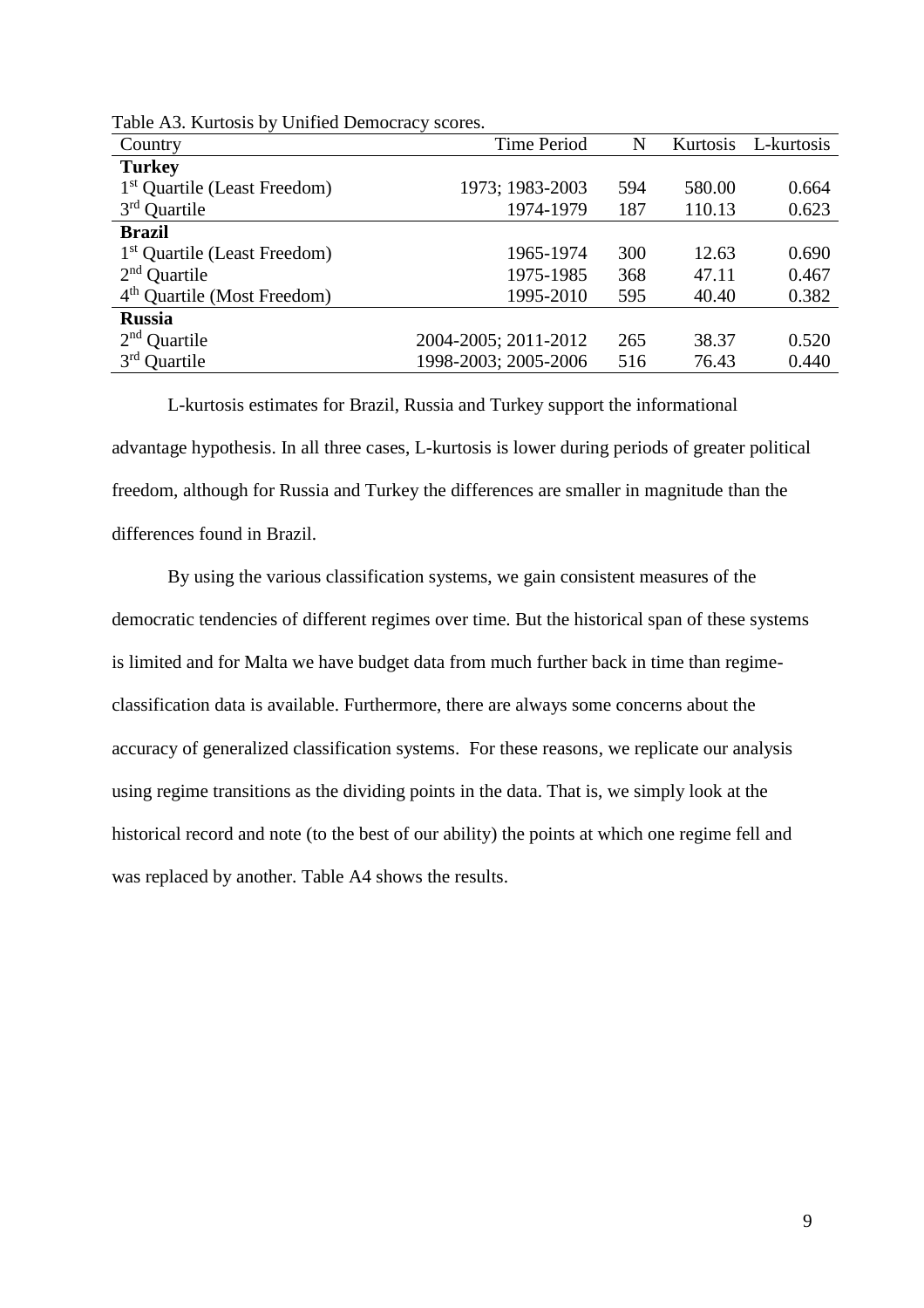Table A3. Kurtosis by Unified Democracy scores.

| Country | Time Period | N | Kurtosis | L-kurtosis |
|---|---|---|---|---|
| **Turkey** | | | | |
| 1st Quartile (Least Freedom) | 1973; 1983-2003 | 594 | 580.00 | 0.664 |
| 3rd Quartile | 1974-1979 | 187 | 110.13 | 0.623 |
| **Brazil** | | | | |
| 1st Quartile (Least Freedom) | 1965-1974 | 300 | 12.63 | 0.690 |
| 2nd Quartile | 1975-1985 | 368 | 47.11 | 0.467 |
| 4th Quartile (Most Freedom) | 1995-2010 | 595 | 40.40 | 0.382 |
| **Russia** | | | | |
| 2nd Quartile | 2004-2005; 2011-2012 | 265 | 38.37 | 0.520 |
| 3rd Quartile | 1998-2003; 2005-2006 | 516 | 76.43 | 0.440 |

L-kurtosis estimates for Brazil, Russia and Turkey support the informational advantage hypothesis. In all three cases, L-kurtosis is lower during periods of greater political freedom, although for Russia and Turkey the differences are smaller in magnitude than the differences found in Brazil.

By using the various classification systems, we gain consistent measures of the democratic tendencies of different regimes over time. But the historical span of these systems is limited and for Malta we have budget data from much further back in time than regime-classification data is available. Furthermore, there are always some concerns about the accuracy of generalized classification systems. For these reasons, we replicate our analysis using regime transitions as the dividing points in the data. That is, we simply look at the historical record and note (to the best of our ability) the points at which one regime fell and was replaced by another. Table A4 shows the results.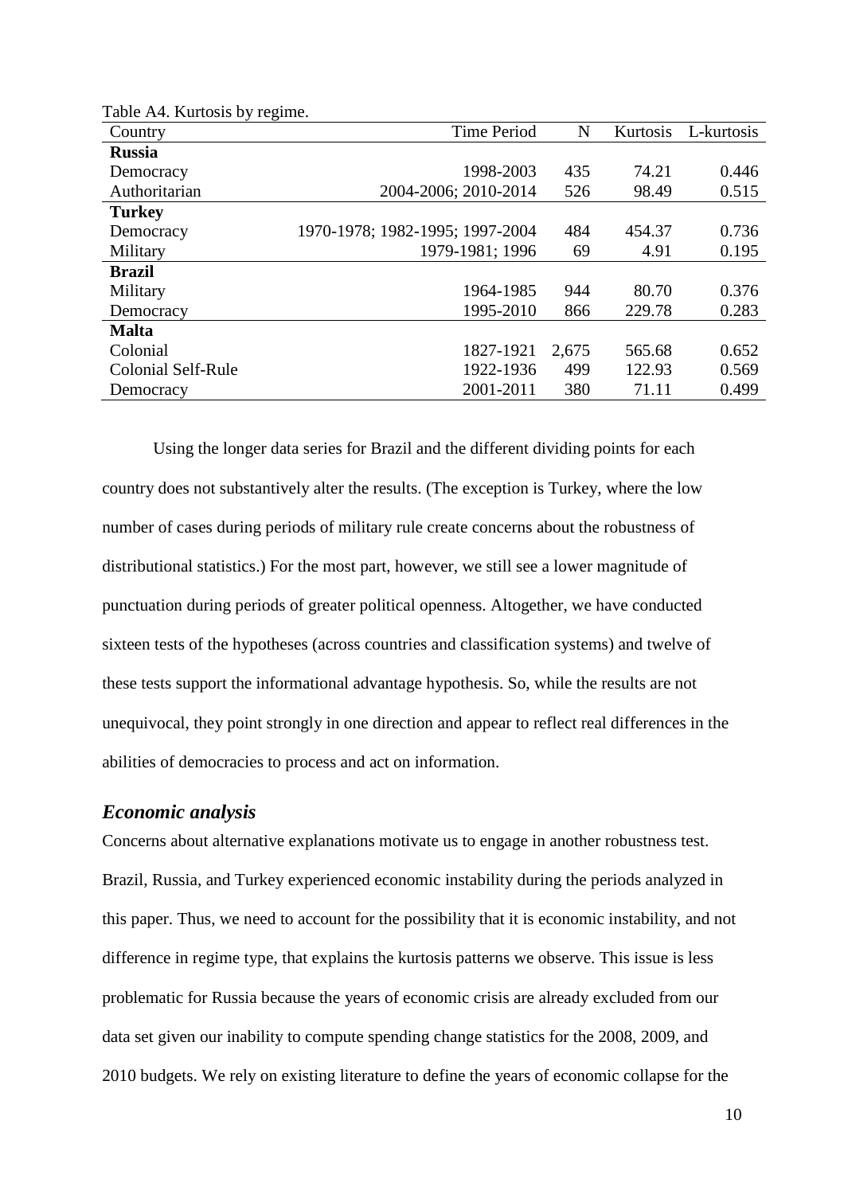Table A4. Kurtosis by regime.

| Country | Time Period | N | Kurtosis | L-kurtosis |
|---|---|---|---|---|
| **Russia** | | | | |
| Democracy | 1998-2003 | 435 | 74.21 | 0.446 |
| Authoritarian | 2004-2006; 2010-2014 | 526 | 98.49 | 0.515 |
| **Turkey** | | | | |
| Democracy | 1970-1978; 1982-1995; 1997-2004 | 484 | 454.37 | 0.736 |
| Military | 1979-1981; 1996 | 69 | 4.91 | 0.195 |
| **Brazil** | | | | |
| Military | 1964-1985 | 944 | 80.70 | 0.376 |
| Democracy | 1995-2010 | 866 | 229.78 | 0.283 |
| **Malta** | | | | |
| Colonial | 1827-1921 | 2,675 | 565.68 | 0.652 |
| Colonial Self-Rule | 1922-1936 | 499 | 122.93 | 0.569 |
| Democracy | 2001-2011 | 380 | 71.11 | 0.499 |

Using the longer data series for Brazil and the different dividing points for each country does not substantively alter the results. (The exception is Turkey, where the low number of cases during periods of military rule create concerns about the robustness of distributional statistics.) For the most part, however, we still see a lower magnitude of punctuation during periods of greater political openness. Altogether, we have conducted sixteen tests of the hypotheses (across countries and classification systems) and twelve of these tests support the informational advantage hypothesis. So, while the results are not unequivocal, they point strongly in one direction and appear to reflect real differences in the abilities of democracies to process and act on information.

### *Economic analysis*

Concerns about alternative explanations motivate us to engage in another robustness test. Brazil, Russia, and Turkey experienced economic instability during the periods analyzed in this paper. Thus, we need to account for the possibility that it is economic instability, and not difference in regime type, that explains the kurtosis patterns we observe. This issue is less problematic for Russia because the years of economic crisis are already excluded from our data set given our inability to compute spending change statistics for the 2008, 2009, and 2010 budgets. We rely on existing literature to define the years of economic collapse for the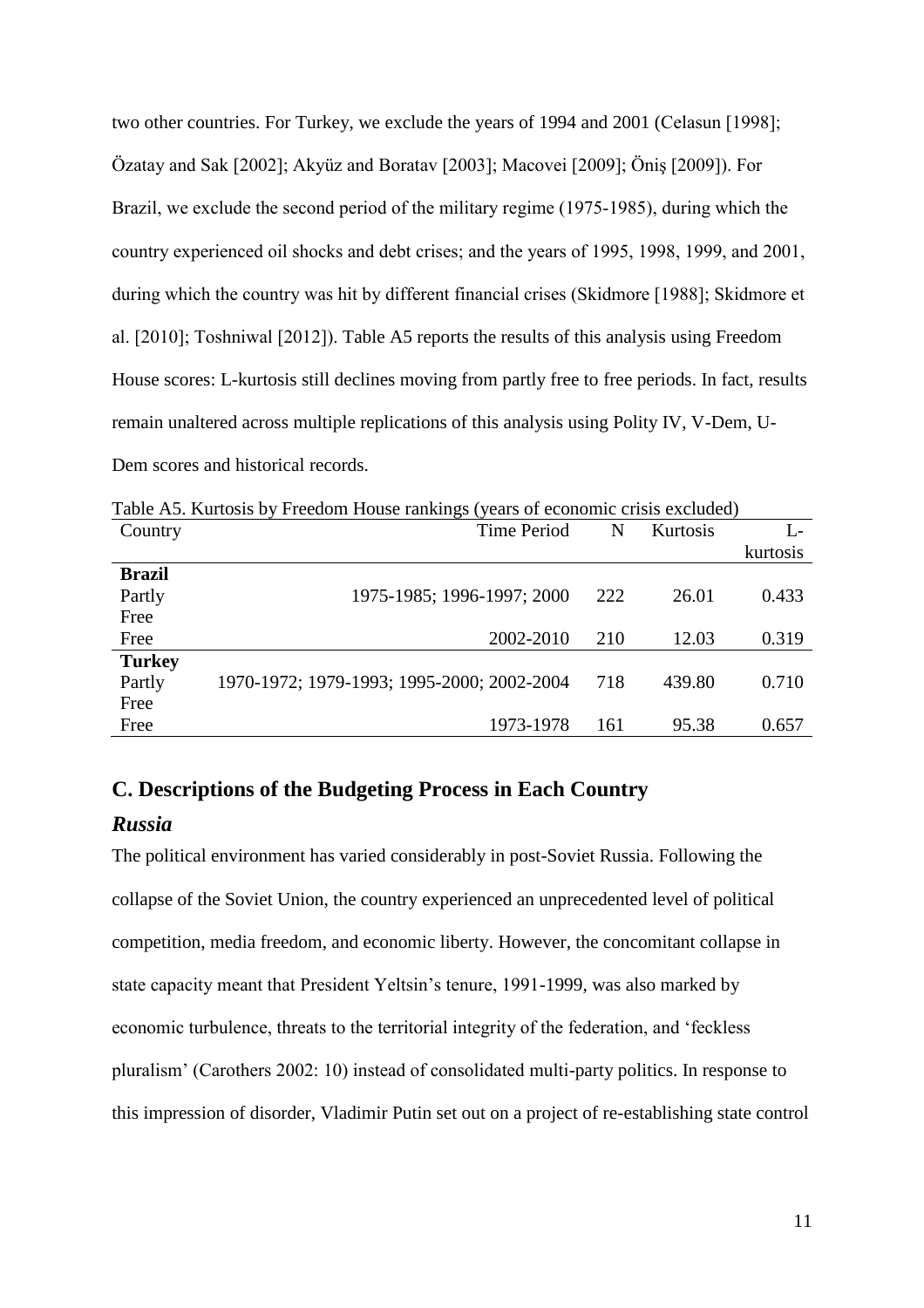two other countries. For Turkey, we exclude the years of 1994 and 2001 (Celasun [1998]; Özatay and Sak [2002]; Akyüz and Boratav [2003]; Macovei [2009]; Öniş [2009]). For Brazil, we exclude the second period of the military regime (1975-1985), during which the country experienced oil shocks and debt crises; and the years of 1995, 1998, 1999, and 2001, during which the country was hit by different financial crises (Skidmore [1988]; Skidmore et al. [2010]; Toshniwal [2012]). Table A5 reports the results of this analysis using Freedom House scores: L-kurtosis still declines moving from partly free to free periods. In fact, results remain unaltered across multiple replications of this analysis using Polity IV, V-Dem, U-Dem scores and historical records.

Table A5. Kurtosis by Freedom House rankings (years of economic crisis excluded)

| Country | Time Period | N | Kurtosis | L-kurtosis |
|---|---|---|---|---|
| **Brazil** | | | | |
| Partly Free | 1975-1985; 1996-1997; 2000 | 222 | 26.01 | 0.433 |
| Free | 2002-2010 | 210 | 12.03 | 0.319 |
| **Turkey** | | | | |
| Partly Free | 1970-1972; 1979-1993; 1995-2000; 2002-2004 | 718 | 439.80 | 0.710 |
| Free | 1973-1978 | 161 | 95.38 | 0.657 |

## C. Descriptions of the Budgeting Process in Each Country

### *Russia*

The political environment has varied considerably in post-Soviet Russia. Following the collapse of the Soviet Union, the country experienced an unprecedented level of political competition, media freedom, and economic liberty. However, the concomitant collapse in state capacity meant that President Yeltsin's tenure, 1991-1999, was also marked by economic turbulence, threats to the territorial integrity of the federation, and 'feckless pluralism' (Carothers 2002: 10) instead of consolidated multi-party politics. In response to this impression of disorder, Vladimir Putin set out on a project of re-establishing state control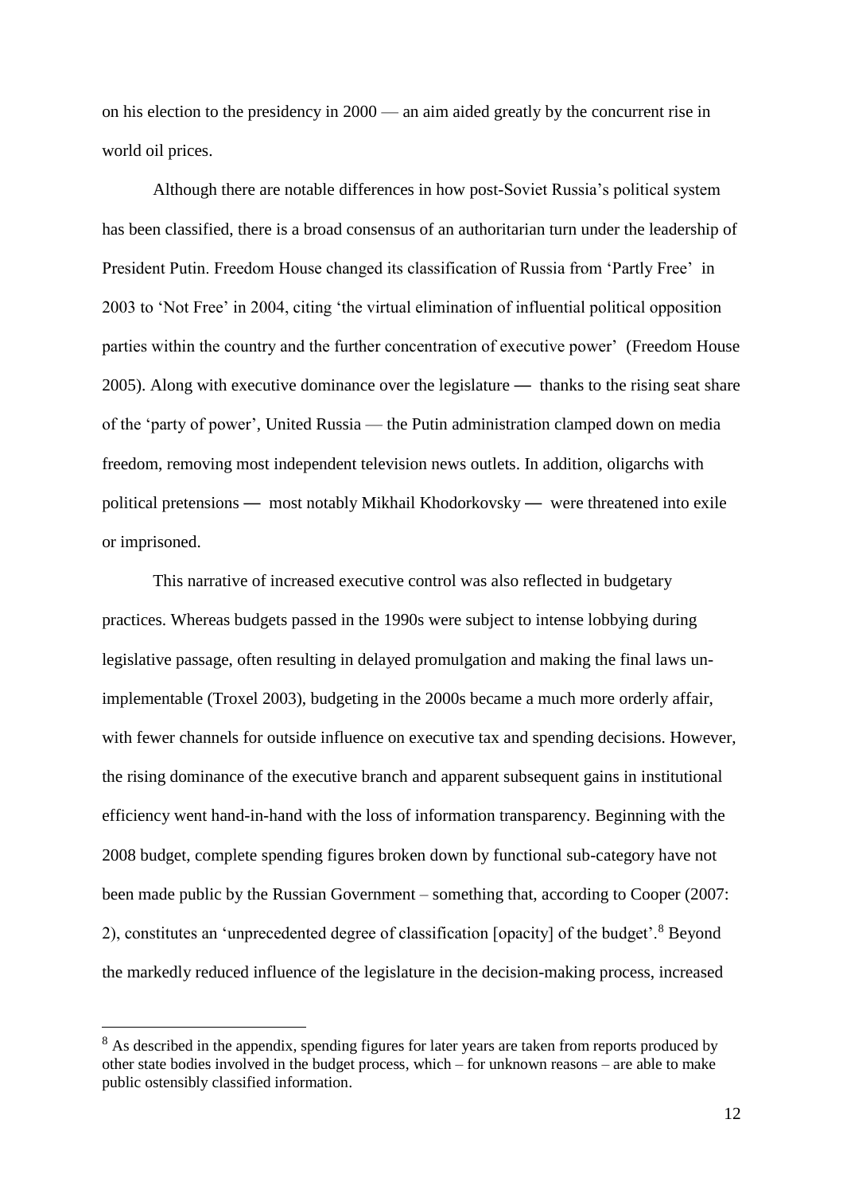on his election to the presidency in 2000 — an aim aided greatly by the concurrent rise in world oil prices.

Although there are notable differences in how post-Soviet Russia's political system has been classified, there is a broad consensus of an authoritarian turn under the leadership of President Putin. Freedom House changed its classification of Russia from 'Partly Free' in 2003 to 'Not Free' in 2004, citing 'the virtual elimination of influential political opposition parties within the country and the further concentration of executive power' (Freedom House 2005). Along with executive dominance over the legislature — thanks to the rising seat share of the 'party of power', United Russia — the Putin administration clamped down on media freedom, removing most independent television news outlets. In addition, oligarchs with political pretensions — most notably Mikhail Khodorkovsky — were threatened into exile or imprisoned.

This narrative of increased executive control was also reflected in budgetary practices. Whereas budgets passed in the 1990s were subject to intense lobbying during legislative passage, often resulting in delayed promulgation and making the final laws un-implementable (Troxel 2003), budgeting in the 2000s became a much more orderly affair, with fewer channels for outside influence on executive tax and spending decisions. However, the rising dominance of the executive branch and apparent subsequent gains in institutional efficiency went hand-in-hand with the loss of information transparency. Beginning with the 2008 budget, complete spending figures broken down by functional sub-category have not been made public by the Russian Government – something that, according to Cooper (2007: 2), constitutes an 'unprecedented degree of classification [opacity] of the budget'.[8] Beyond the markedly reduced influence of the legislature in the decision-making process, increased

[8] As described in the appendix, spending figures for later years are taken from reports produced by other state bodies involved in the budget process, which – for unknown reasons – are able to make public ostensibly classified information.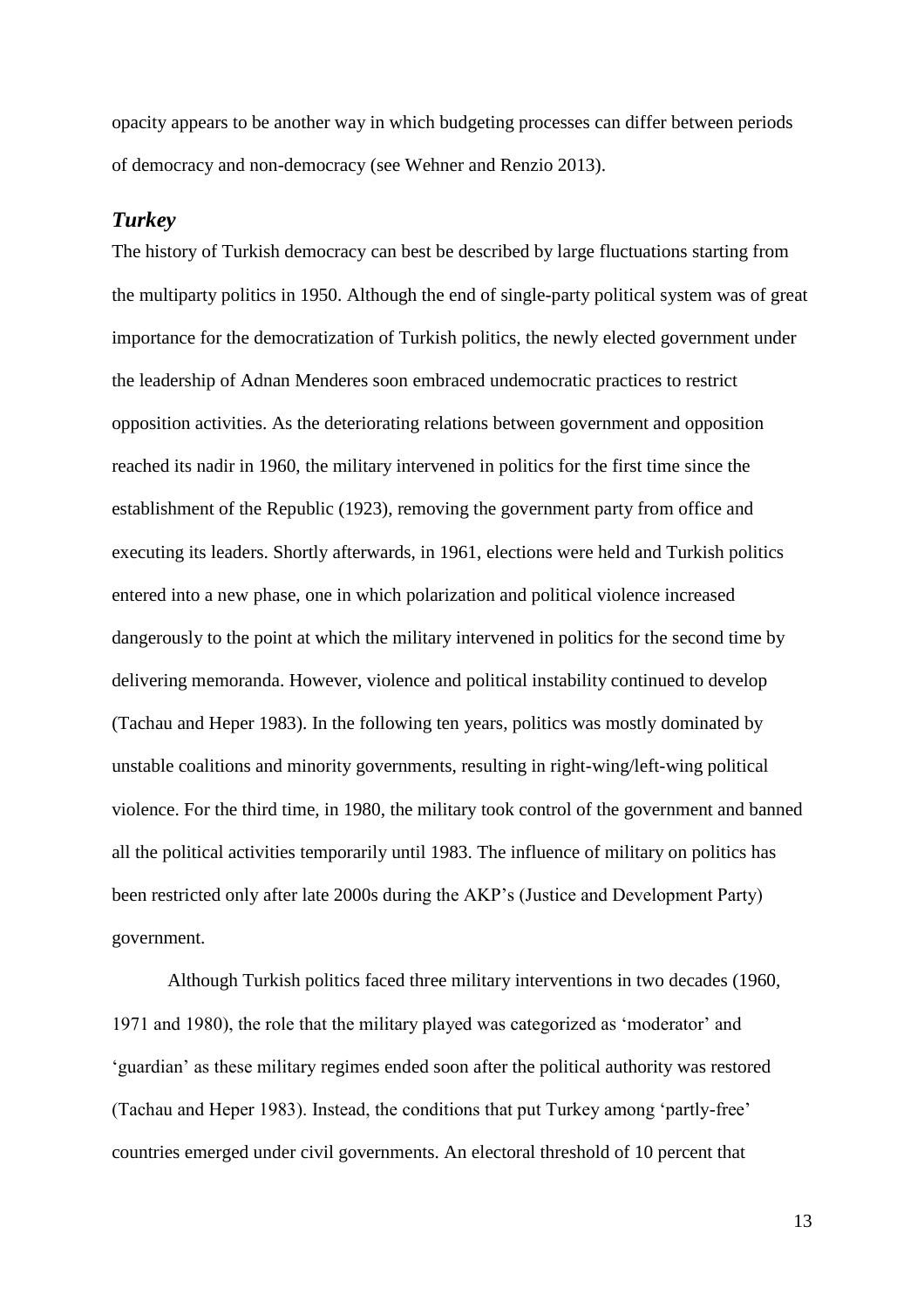opacity appears to be another way in which budgeting processes can differ between periods of democracy and non-democracy (see Wehner and Renzio 2013).

### *Turkey*

The history of Turkish democracy can best be described by large fluctuations starting from the multiparty politics in 1950. Although the end of single-party political system was of great importance for the democratization of Turkish politics, the newly elected government under the leadership of Adnan Menderes soon embraced undemocratic practices to restrict opposition activities. As the deteriorating relations between government and opposition reached its nadir in 1960, the military intervened in politics for the first time since the establishment of the Republic (1923), removing the government party from office and executing its leaders. Shortly afterwards, in 1961, elections were held and Turkish politics entered into a new phase, one in which polarization and political violence increased dangerously to the point at which the military intervened in politics for the second time by delivering memoranda. However, violence and political instability continued to develop (Tachau and Heper 1983). In the following ten years, politics was mostly dominated by unstable coalitions and minority governments, resulting in right-wing/left-wing political violence. For the third time, in 1980, the military took control of the government and banned all the political activities temporarily until 1983. The influence of military on politics has been restricted only after late 2000s during the AKP's (Justice and Development Party) government.

Although Turkish politics faced three military interventions in two decades (1960, 1971 and 1980), the role that the military played was categorized as 'moderator' and 'guardian' as these military regimes ended soon after the political authority was restored (Tachau and Heper 1983). Instead, the conditions that put Turkey among 'partly-free' countries emerged under civil governments. An electoral threshold of 10 percent that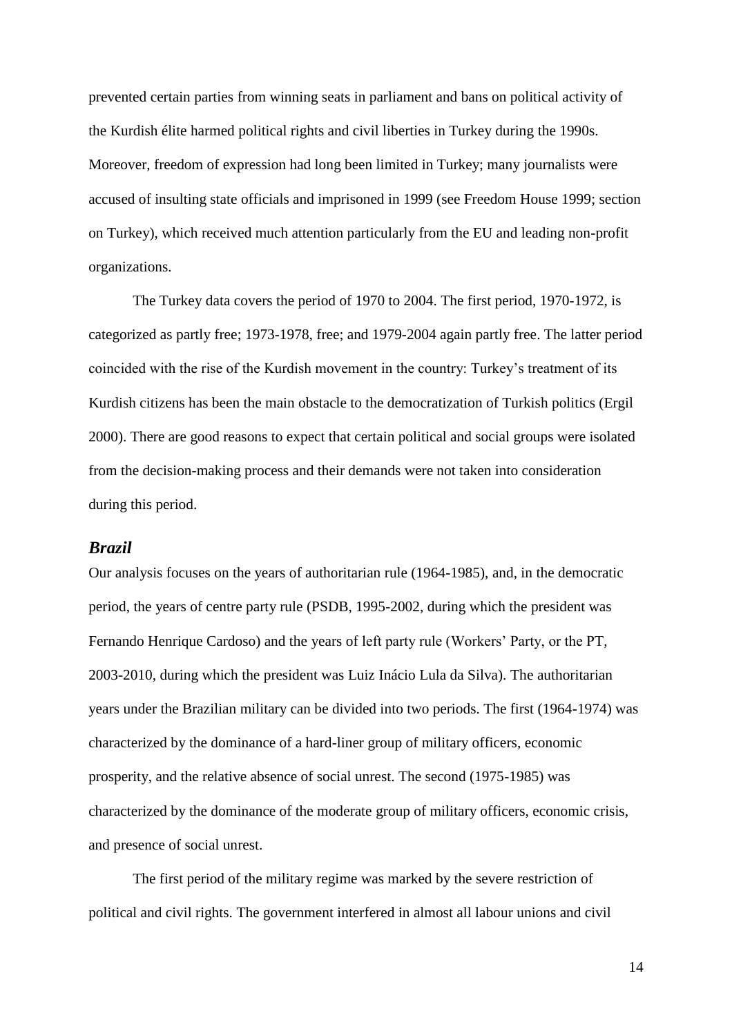prevented certain parties from winning seats in parliament and bans on political activity of the Kurdish élite harmed political rights and civil liberties in Turkey during the 1990s. Moreover, freedom of expression had long been limited in Turkey; many journalists were accused of insulting state officials and imprisoned in 1999 (see Freedom House 1999; section on Turkey), which received much attention particularly from the EU and leading non-profit organizations.

The Turkey data covers the period of 1970 to 2004. The first period, 1970-1972, is categorized as partly free; 1973-1978, free; and 1979-2004 again partly free. The latter period coincided with the rise of the Kurdish movement in the country: Turkey's treatment of its Kurdish citizens has been the main obstacle to the democratization of Turkish politics (Ergil 2000). There are good reasons to expect that certain political and social groups were isolated from the decision-making process and their demands were not taken into consideration during this period.

### *Brazil*

Our analysis focuses on the years of authoritarian rule (1964-1985), and, in the democratic period, the years of centre party rule (PSDB, 1995-2002, during which the president was Fernando Henrique Cardoso) and the years of left party rule (Workers' Party, or the PT, 2003-2010, during which the president was Luiz Inácio Lula da Silva). The authoritarian years under the Brazilian military can be divided into two periods. The first (1964-1974) was characterized by the dominance of a hard-liner group of military officers, economic prosperity, and the relative absence of social unrest. The second (1975-1985) was characterized by the dominance of the moderate group of military officers, economic crisis, and presence of social unrest.

The first period of the military regime was marked by the severe restriction of political and civil rights. The government interfered in almost all labour unions and civil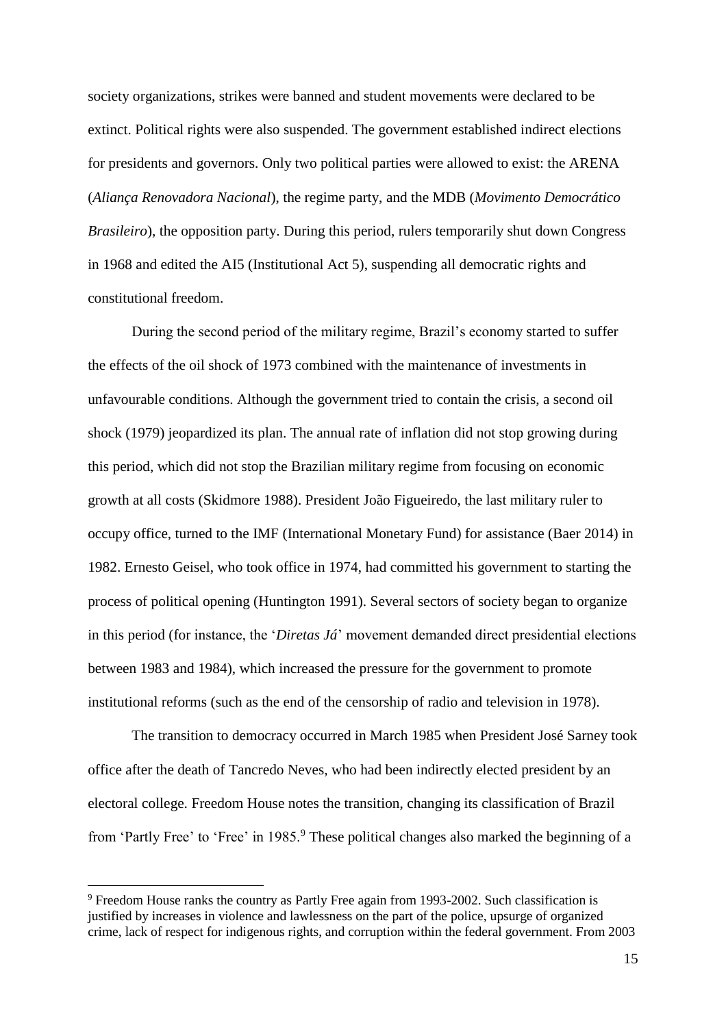society organizations, strikes were banned and student movements were declared to be extinct. Political rights were also suspended. The government established indirect elections for presidents and governors. Only two political parties were allowed to exist: the ARENA (*Aliança Renovadora Nacional*), the regime party, and the MDB (*Movimento Democrático Brasileiro*), the opposition party. During this period, rulers temporarily shut down Congress in 1968 and edited the AI5 (Institutional Act 5), suspending all democratic rights and constitutional freedom.

During the second period of the military regime, Brazil's economy started to suffer the effects of the oil shock of 1973 combined with the maintenance of investments in unfavourable conditions. Although the government tried to contain the crisis, a second oil shock (1979) jeopardized its plan. The annual rate of inflation did not stop growing during this period, which did not stop the Brazilian military regime from focusing on economic growth at all costs (Skidmore 1988). President João Figueiredo, the last military ruler to occupy office, turned to the IMF (International Monetary Fund) for assistance (Baer 2014) in 1982. Ernesto Geisel, who took office in 1974, had committed his government to starting the process of political opening (Huntington 1991). Several sectors of society began to organize in this period (for instance, the '*Diretas Já*' movement demanded direct presidential elections between 1983 and 1984), which increased the pressure for the government to promote institutional reforms (such as the end of the censorship of radio and television in 1978).

The transition to democracy occurred in March 1985 when President José Sarney took office after the death of Tancredo Neves, who had been indirectly elected president by an electoral college. Freedom House notes the transition, changing its classification of Brazil from 'Partly Free' to 'Free' in 1985.[9] These political changes also marked the beginning of a

[9] Freedom House ranks the country as Partly Free again from 1993-2002. Such classification is justified by increases in violence and lawlessness on the part of the police, upsurge of organized crime, lack of respect for indigenous rights, and corruption within the federal government. From 2003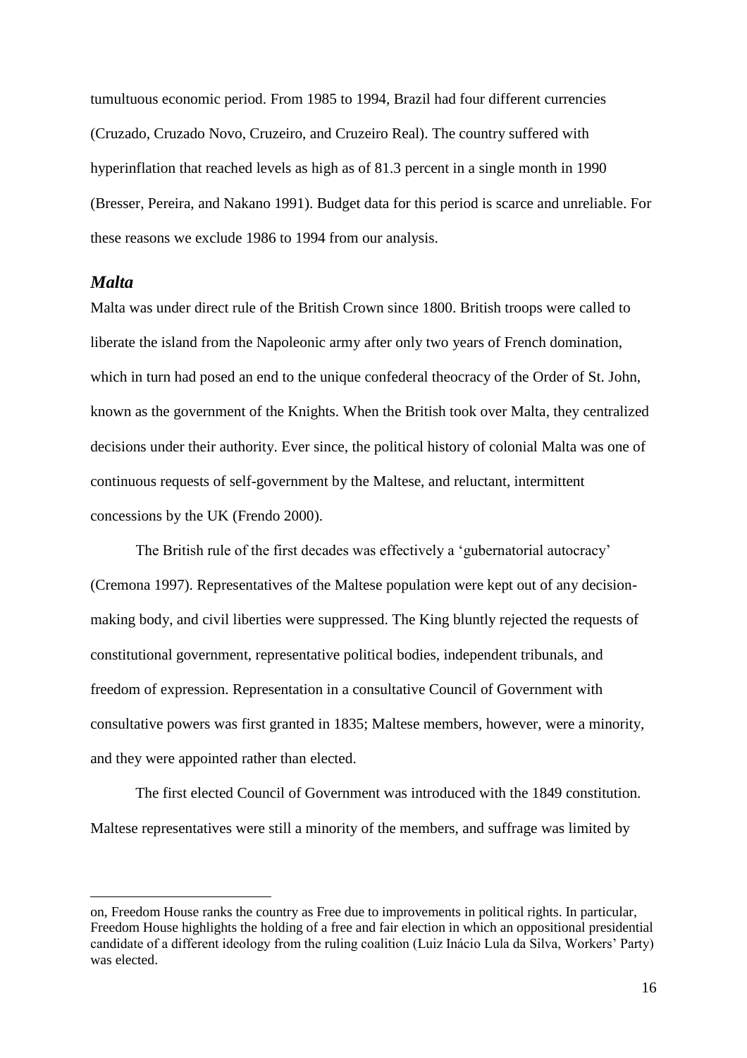tumultuous economic period. From 1985 to 1994, Brazil had four different currencies (Cruzado, Cruzado Novo, Cruzeiro, and Cruzeiro Real). The country suffered with hyperinflation that reached levels as high as of 81.3 percent in a single month in 1990 (Bresser, Pereira, and Nakano 1991). Budget data for this period is scarce and unreliable. For these reasons we exclude 1986 to 1994 from our analysis.

### *Malta*

Malta was under direct rule of the British Crown since 1800. British troops were called to liberate the island from the Napoleonic army after only two years of French domination, which in turn had posed an end to the unique confederal theocracy of the Order of St. John, known as the government of the Knights. When the British took over Malta, they centralized decisions under their authority. Ever since, the political history of colonial Malta was one of continuous requests of self-government by the Maltese, and reluctant, intermittent concessions by the UK (Frendo 2000).

The British rule of the first decades was effectively a 'gubernatorial autocracy' (Cremona 1997). Representatives of the Maltese population were kept out of any decision-making body, and civil liberties were suppressed. The King bluntly rejected the requests of constitutional government, representative political bodies, independent tribunals, and freedom of expression. Representation in a consultative Council of Government with consultative powers was first granted in 1835; Maltese members, however, were a minority, and they were appointed rather than elected.

The first elected Council of Government was introduced with the 1849 constitution. Maltese representatives were still a minority of the members, and suffrage was limited by

---

on, Freedom House ranks the country as Free due to improvements in political rights. In particular, Freedom House highlights the holding of a free and fair election in which an oppositional presidential candidate of a different ideology from the ruling coalition (Luiz Inácio Lula da Silva, Workers' Party) was elected.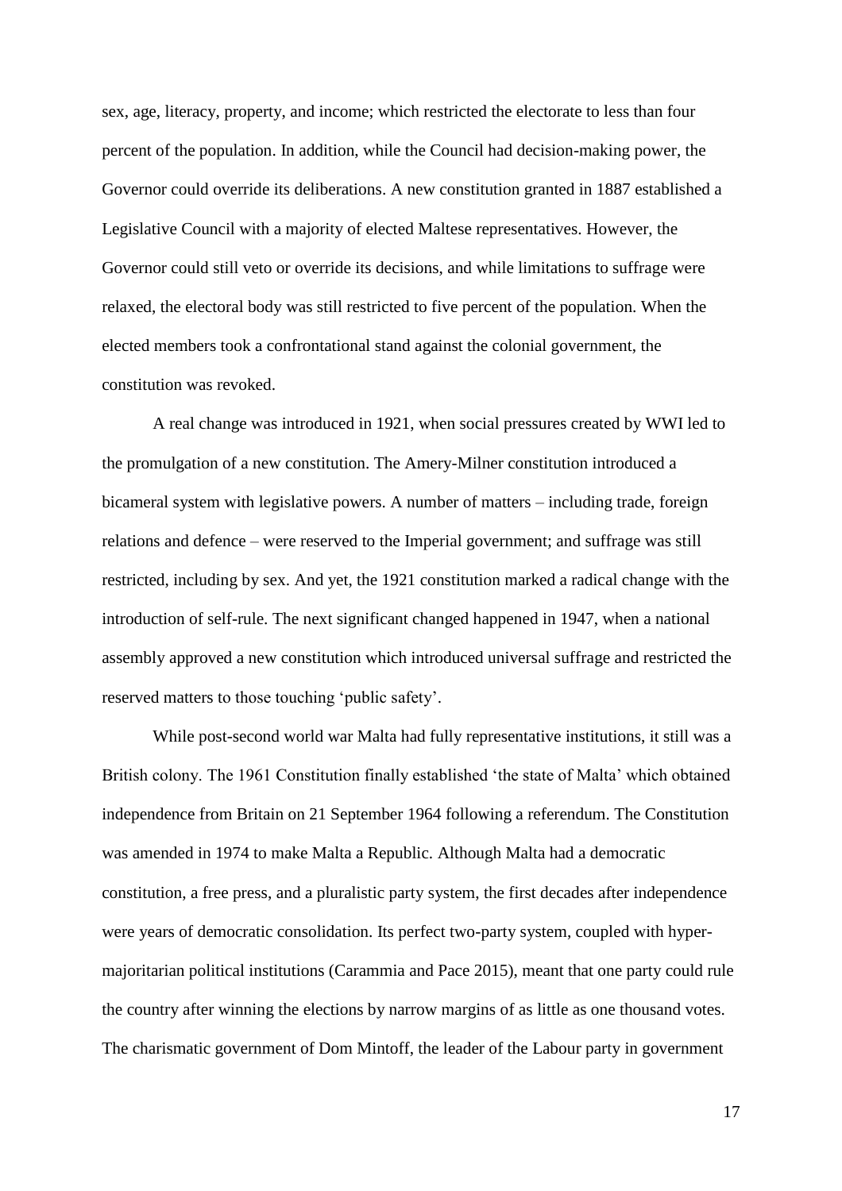sex, age, literacy, property, and income; which restricted the electorate to less than four percent of the population. In addition, while the Council had decision-making power, the Governor could override its deliberations. A new constitution granted in 1887 established a Legislative Council with a majority of elected Maltese representatives. However, the Governor could still veto or override its decisions, and while limitations to suffrage were relaxed, the electoral body was still restricted to five percent of the population. When the elected members took a confrontational stand against the colonial government, the constitution was revoked.

A real change was introduced in 1921, when social pressures created by WWI led to the promulgation of a new constitution. The Amery-Milner constitution introduced a bicameral system with legislative powers. A number of matters – including trade, foreign relations and defence – were reserved to the Imperial government; and suffrage was still restricted, including by sex. And yet, the 1921 constitution marked a radical change with the introduction of self-rule. The next significant changed happened in 1947, when a national assembly approved a new constitution which introduced universal suffrage and restricted the reserved matters to those touching 'public safety'.

While post-second world war Malta had fully representative institutions, it still was a British colony. The 1961 Constitution finally established 'the state of Malta' which obtained independence from Britain on 21 September 1964 following a referendum. The Constitution was amended in 1974 to make Malta a Republic. Although Malta had a democratic constitution, a free press, and a pluralistic party system, the first decades after independence were years of democratic consolidation. Its perfect two-party system, coupled with hyper-majoritarian political institutions (Carammia and Pace 2015), meant that one party could rule the country after winning the elections by narrow margins of as little as one thousand votes. The charismatic government of Dom Mintoff, the leader of the Labour party in government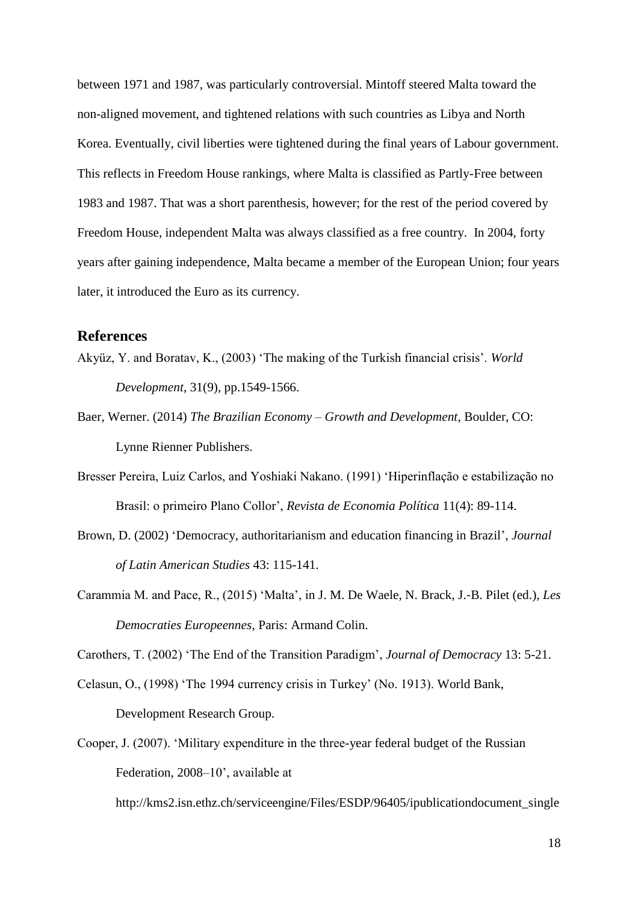between 1971 and 1987, was particularly controversial. Mintoff steered Malta toward the non-aligned movement, and tightened relations with such countries as Libya and North Korea. Eventually, civil liberties were tightened during the final years of Labour government. This reflects in Freedom House rankings, where Malta is classified as Partly-Free between 1983 and 1987. That was a short parenthesis, however; for the rest of the period covered by Freedom House, independent Malta was always classified as a free country. In 2004, forty years after gaining independence, Malta became a member of the European Union; four years later, it introduced the Euro as its currency.

## References

Akyüz, Y. and Boratav, K., (2003) 'The making of the Turkish financial crisis'. *World Development*, 31(9), pp.1549-1566.

Baer, Werner. (2014) *The Brazilian Economy – Growth and Development*, Boulder, CO: Lynne Rienner Publishers.

Bresser Pereira, Luiz Carlos, and Yoshiaki Nakano. (1991) 'Hiperinflação e estabilização no Brasil: o primeiro Plano Collor', *Revista de Economia Política* 11(4): 89-114.

Brown, D. (2002) 'Democracy, authoritarianism and education financing in Brazil', *Journal of Latin American Studies* 43: 115-141.

Carammia M. and Pace, R., (2015) 'Malta', in J. M. De Waele, N. Brack, J.-B. Pilet (ed.), *Les Democraties Europeennes*, Paris: Armand Colin.

Carothers, T. (2002) 'The End of the Transition Paradigm', *Journal of Democracy* 13: 5-21.

Celasun, O., (1998) 'The 1994 currency crisis in Turkey' (No. 1913). World Bank, Development Research Group.

Cooper, J. (2007). 'Military expenditure in the three-year federal budget of the Russian Federation, 2008–10', available at http://kms2.isn.ethz.ch/serviceengine/Files/ESDP/96405/ipublicationdocument_single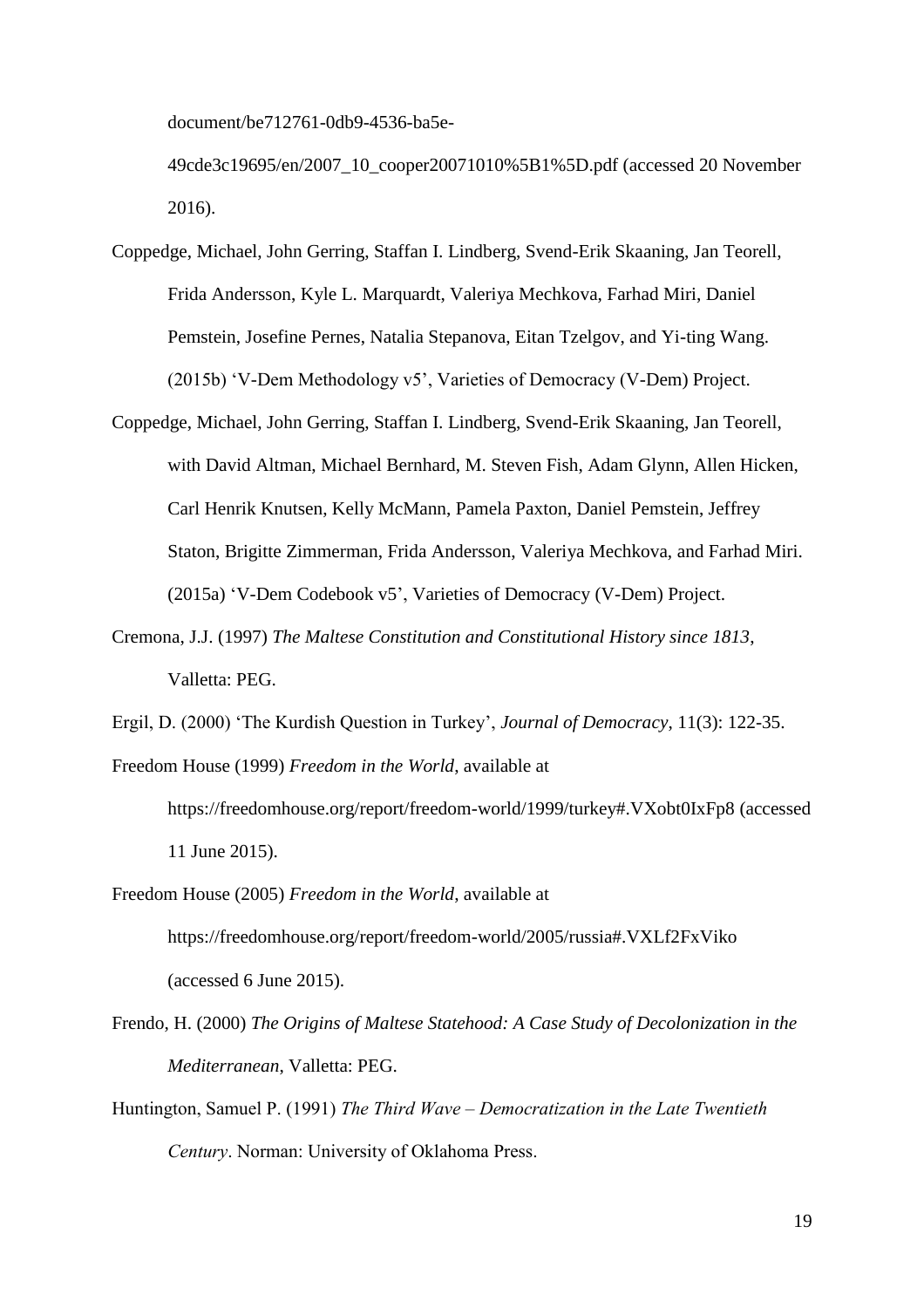document/be712761-0db9-4536-ba5e-49cde3c19695/en/2007_10_cooper20071010%5B1%5D.pdf (accessed 20 November 2016).

Coppedge, Michael, John Gerring, Staffan I. Lindberg, Svend-Erik Skaaning, Jan Teorell, Frida Andersson, Kyle L. Marquardt, Valeriya Mechkova, Farhad Miri, Daniel Pemstein, Josefine Pernes, Natalia Stepanova, Eitan Tzelgov, and Yi-ting Wang. (2015b) 'V-Dem Methodology v5', Varieties of Democracy (V-Dem) Project.

Coppedge, Michael, John Gerring, Staffan I. Lindberg, Svend-Erik Skaaning, Jan Teorell, with David Altman, Michael Bernhard, M. Steven Fish, Adam Glynn, Allen Hicken, Carl Henrik Knutsen, Kelly McMann, Pamela Paxton, Daniel Pemstein, Jeffrey Staton, Brigitte Zimmerman, Frida Andersson, Valeriya Mechkova, and Farhad Miri. (2015a) 'V-Dem Codebook v5', Varieties of Democracy (V-Dem) Project.

Cremona, J.J. (1997) *The Maltese Constitution and Constitutional History since 1813*, Valletta: PEG.

Ergil, D. (2000) 'The Kurdish Question in Turkey', *Journal of Democracy*, 11(3): 122-35.

Freedom House (1999) *Freedom in the World*, available at https://freedomhouse.org/report/freedom-world/1999/turkey#.VXobt0IxFp8 (accessed 11 June 2015).

Freedom House (2005) *Freedom in the World*, available at https://freedomhouse.org/report/freedom-world/2005/russia#.VXLf2FxViko (accessed 6 June 2015).

Frendo, H. (2000) *The Origins of Maltese Statehood: A Case Study of Decolonization in the Mediterranean*, Valletta: PEG.

Huntington, Samuel P. (1991) *The Third Wave – Democratization in the Late Twentieth Century*. Norman: University of Oklahoma Press.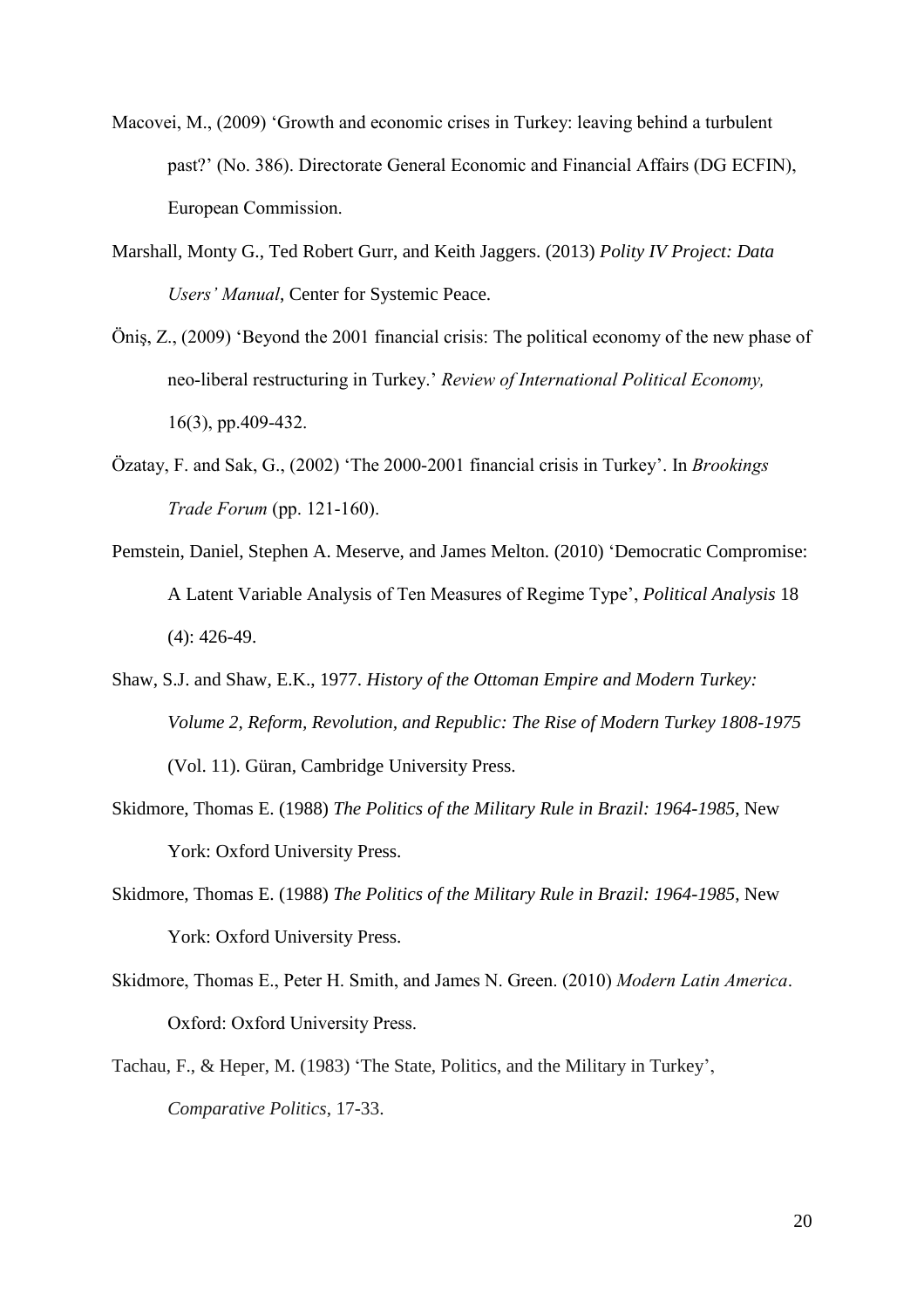Macovei, M., (2009) 'Growth and economic crises in Turkey: leaving behind a turbulent past?' (No. 386). Directorate General Economic and Financial Affairs (DG ECFIN), European Commission.

Marshall, Monty G., Ted Robert Gurr, and Keith Jaggers. (2013) *Polity IV Project: Data Users' Manual*, Center for Systemic Peace.

Öniş, Z., (2009) 'Beyond the 2001 financial crisis: The political economy of the new phase of neo-liberal restructuring in Turkey.' *Review of International Political Economy,* 16(3), pp.409-432.

Özatay, F. and Sak, G., (2002) 'The 2000-2001 financial crisis in Turkey'. In *Brookings Trade Forum* (pp. 121-160).

Pemstein, Daniel, Stephen A. Meserve, and James Melton. (2010) 'Democratic Compromise: A Latent Variable Analysis of Ten Measures of Regime Type', *Political Analysis* 18 (4): 426-49.

Shaw, S.J. and Shaw, E.K., 1977. *History of the Ottoman Empire and Modern Turkey: Volume 2, Reform, Revolution, and Republic: The Rise of Modern Turkey 1808-1975* (Vol. 11). Güran, Cambridge University Press.

Skidmore, Thomas E. (1988) *The Politics of the Military Rule in Brazil: 1964-1985*, New York: Oxford University Press.

Skidmore, Thomas E. (1988) *The Politics of the Military Rule in Brazil: 1964-1985*, New York: Oxford University Press.

Skidmore, Thomas E., Peter H. Smith, and James N. Green. (2010) *Modern Latin America*. Oxford: Oxford University Press.

Tachau, F., & Heper, M. (1983) 'The State, Politics, and the Military in Turkey', *Comparative Politics*, 17-33.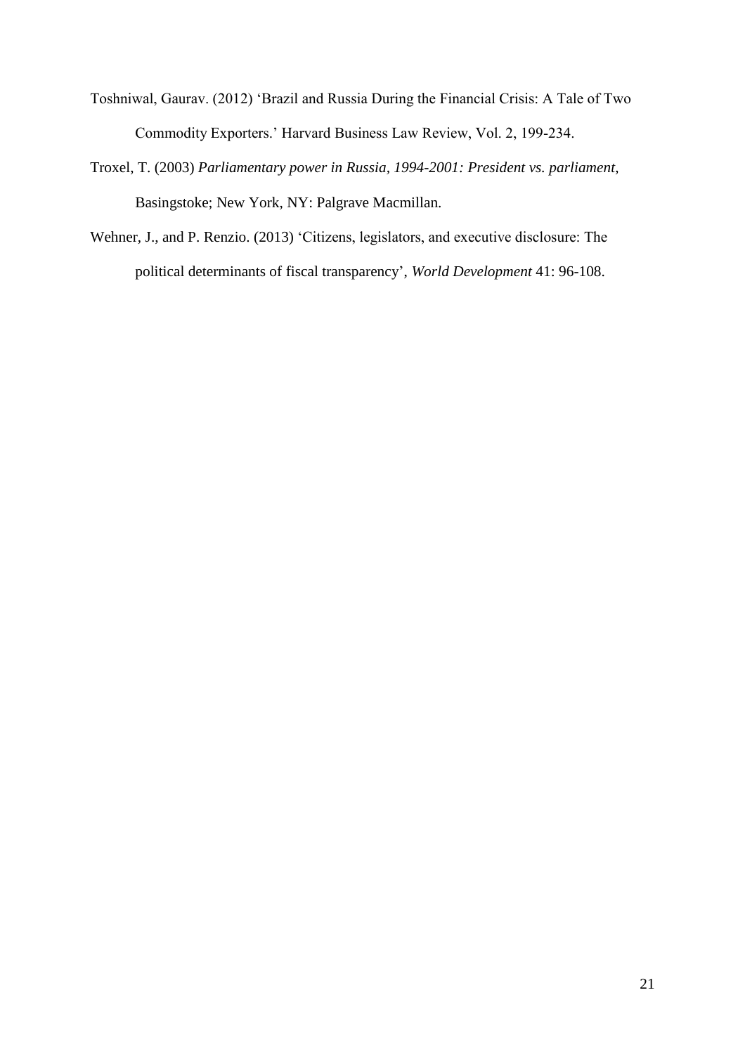Toshniwal, Gaurav. (2012) 'Brazil and Russia During the Financial Crisis: A Tale of Two Commodity Exporters.' Harvard Business Law Review, Vol. 2, 199-234.

Troxel, T. (2003) *Parliamentary power in Russia, 1994-2001: President vs. parliament*, Basingstoke; New York, NY: Palgrave Macmillan.

Wehner, J., and P. Renzio. (2013) 'Citizens, legislators, and executive disclosure: The political determinants of fiscal transparency', *World Development* 41: 96-108.